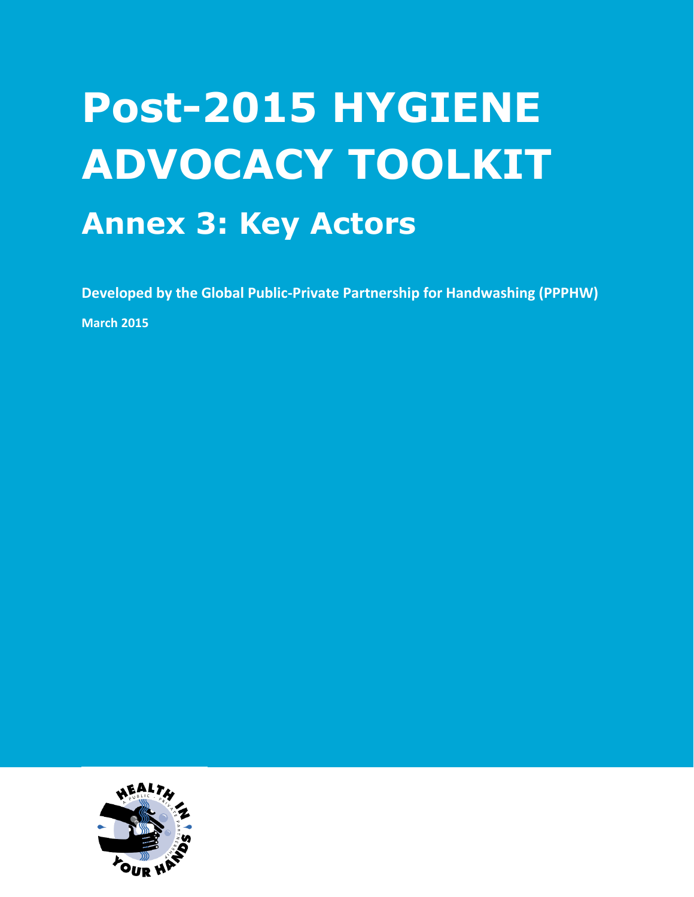# Post-2015 HYGIENE ADVOCACY TOOLKIT

## Annex 3: Key Actors

**Developed by the Global Public-Private Partnership for Handwashing (PPPHW)**

**March 2015**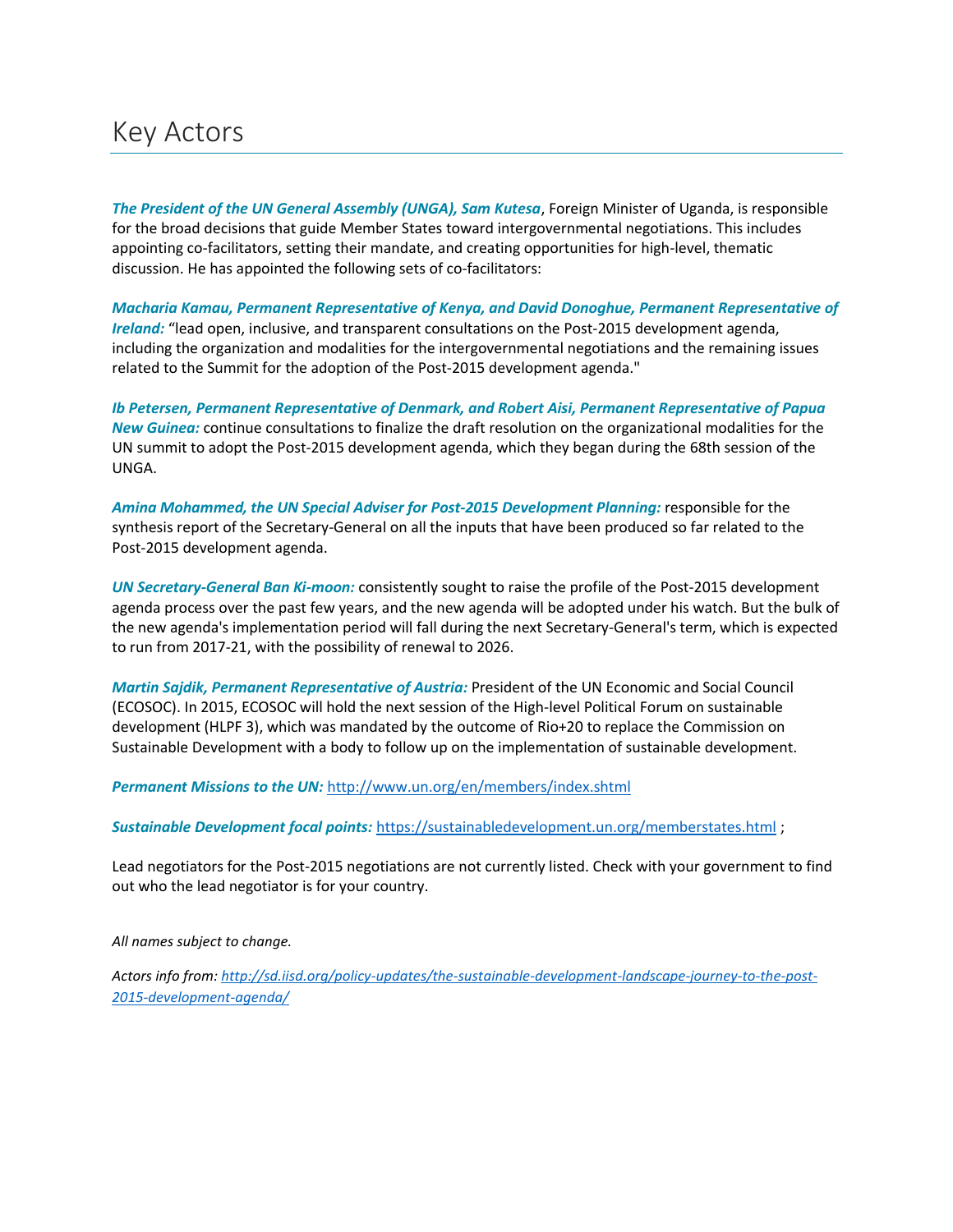# Key Actors

***The President of the UN General Assembly (UNGA), Sam Kutesa***, Foreign Minister of Uganda, is responsible for the broad decisions that guide Member States toward intergovernmental negotiations. This includes appointing co-facilitators, setting their mandate, and creating opportunities for high-level, thematic discussion. He has appointed the following sets of co-facilitators:

***Macharia Kamau, Permanent Representative of Kenya, and David Donoghue, Permanent Representative of Ireland:*** "lead open, inclusive, and transparent consultations on the Post-2015 development agenda, including the organization and modalities for the intergovernmental negotiations and the remaining issues related to the Summit for the adoption of the Post-2015 development agenda."

***Ib Petersen, Permanent Representative of Denmark, and Robert Aisi, Permanent Representative of Papua New Guinea:*** continue consultations to finalize the draft resolution on the organizational modalities for the UN summit to adopt the Post-2015 development agenda, which they began during the 68th session of the UNGA.

***Amina Mohammed, the UN Special Adviser for Post-2015 Development Planning:*** responsible for the synthesis report of the Secretary-General on all the inputs that have been produced so far related to the Post-2015 development agenda.

***UN Secretary-General Ban Ki-moon:*** consistently sought to raise the profile of the Post-2015 development agenda process over the past few years, and the new agenda will be adopted under his watch. But the bulk of the new agenda's implementation period will fall during the next Secretary-General's term, which is expected to run from 2017-21, with the possibility of renewal to 2026.

***Martin Sajdik, Permanent Representative of Austria:*** President of the UN Economic and Social Council (ECOSOC). In 2015, ECOSOC will hold the next session of the High-level Political Forum on sustainable development (HLPF 3), which was mandated by the outcome of Rio+20 to replace the Commission on Sustainable Development with a body to follow up on the implementation of sustainable development.

***Permanent Missions to the UN:*** http://www.un.org/en/members/index.shtml

***Sustainable Development focal points:*** https://sustainabledevelopment.un.org/memberstates.html ;

Lead negotiators for the Post-2015 negotiations are not currently listed. Check with your government to find out who the lead negotiator is for your country.

*All names subject to change.*

*Actors info from: http://sd.iisd.org/policy-updates/the-sustainable-development-landscape-journey-to-the-post-2015-development-agenda/*